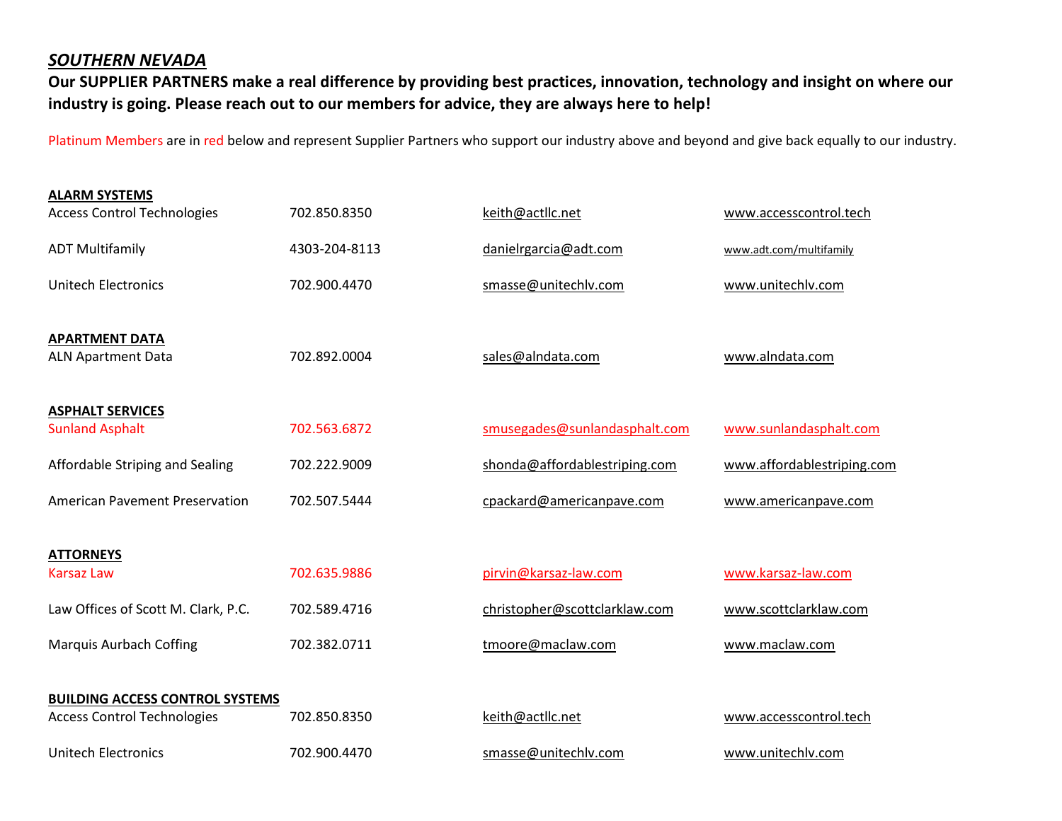## *SOUTHERN NEVADA*

**Our SUPPLIER PARTNERS make a real difference by providing best practices, innovation, technology and insight on where our industry is going. Please reach out to our members for advice, they are always here to help!**

Platinum Members are in red below and represent Supplier Partners who support our industry above and beyond and give back equally to our industry.

**ALARM SYSTEMS**

| | | | |
|---|---|---|---|
| Access Control Technologies | 702.850.8350 | keith@actllc.net | www.accesscontrol.tech |
| ADT Multifamily | 4303-204-8113 | danielrgarcia@adt.com | www.adt.com/multifamily |
| Unitech Electronics | 702.900.4470 | smasse@unitechlv.com | www.unitechlv.com |

**APARTMENT DATA**

| | | | |
|---|---|---|---|
| ALN Apartment Data | 702.892.0004 | sales@alndata.com | www.alndata.com |

**ASPHALT SERVICES**

| | | | |
|---|---|---|---|
| Sunland Asphalt | 702.563.6872 | smusegades@sunlandasphalt.com | www.sunlandasphalt.com |
| Affordable Striping and Sealing | 702.222.9009 | shonda@affordablestriping.com | www.affordablestriping.com |
| American Pavement Preservation | 702.507.5444 | cpackard@americanpave.com | www.americanpave.com |

**ATTORNEYS**

| | | | |
|---|---|---|---|
| Karsaz Law | 702.635.9886 | pirvin@karsaz-law.com | www.karsaz-law.com |
| Law Offices of Scott M. Clark, P.C. | 702.589.4716 | christopher@scottclarklaw.com | www.scottclarklaw.com |
| Marquis Aurbach Coffing | 702.382.0711 | tmoore@maclaw.com | www.maclaw.com |

**BUILDING ACCESS CONTROL SYSTEMS**

| | | | |
|---|---|---|---|
| Access Control Technologies | 702.850.8350 | keith@actllc.net | www.accesscontrol.tech |
| Unitech Electronics | 702.900.4470 | smasse@unitechlv.com | www.unitechlv.com |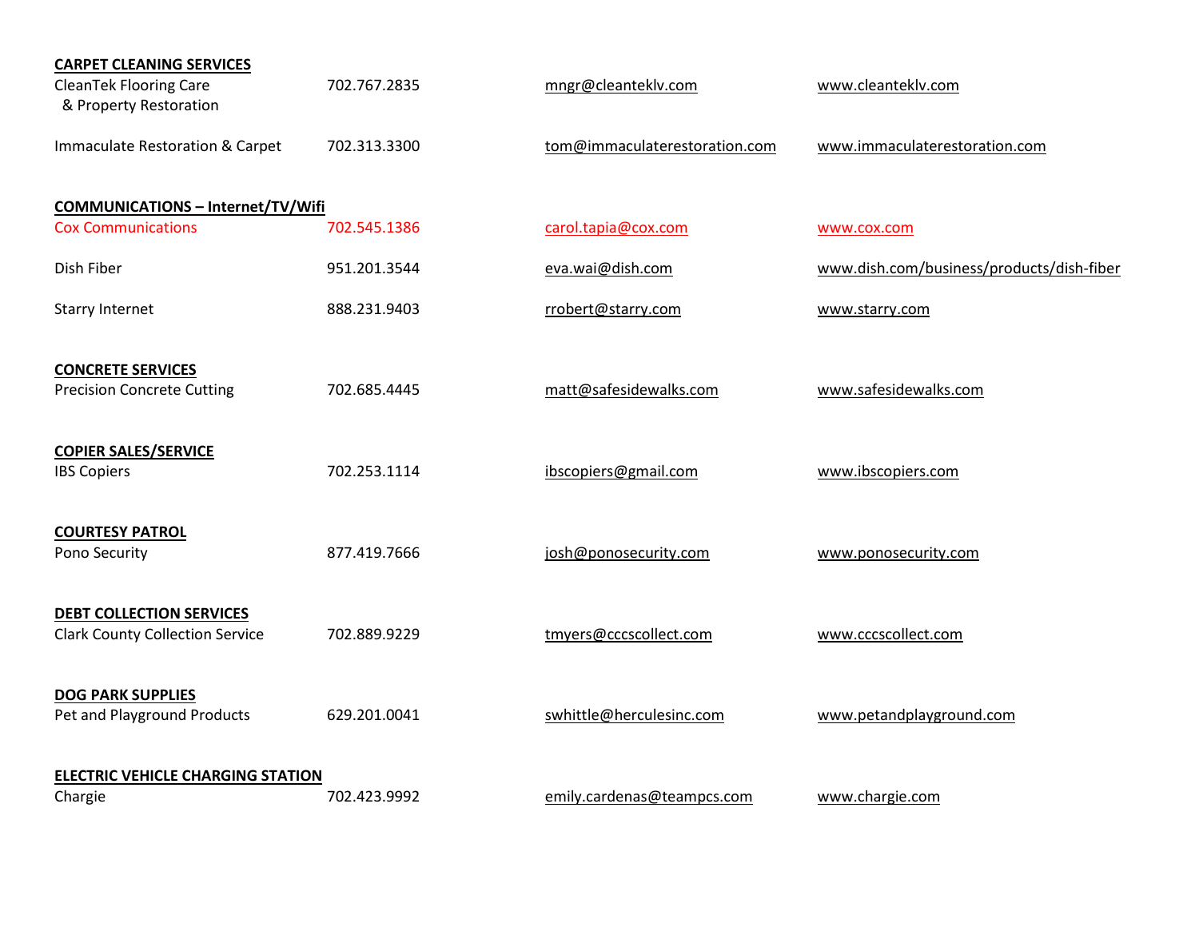**CARPET CLEANING SERVICES**

| | | | |
|---|---|---|---|
| CleanTek Flooring Care & Property Restoration | 702.767.2835 | mngr@cleanteklv.com | www.cleanteklv.com |
| Immaculate Restoration & Carpet | 702.313.3300 | tom@immaculaterestoration.com | www.immaculaterestoration.com |

**COMMUNICATIONS – Internet/TV/Wifi**

| | | | |
|---|---|---|---|
| Cox Communications | 702.545.1386 | carol.tapia@cox.com | www.cox.com |
| Dish Fiber | 951.201.3544 | eva.wai@dish.com | www.dish.com/business/products/dish-fiber |
| Starry Internet | 888.231.9403 | rrobert@starry.com | www.starry.com |

**CONCRETE SERVICES**

| | | | |
|---|---|---|---|
| Precision Concrete Cutting | 702.685.4445 | matt@safesidewalks.com | www.safesidewalks.com |

**COPIER SALES/SERVICE**

| | | | |
|---|---|---|---|
| IBS Copiers | 702.253.1114 | ibscopiers@gmail.com | www.ibscopiers.com |

**COURTESY PATROL**

| | | | |
|---|---|---|---|
| Pono Security | 877.419.7666 | josh@ponosecurity.com | www.ponosecurity.com |

**DEBT COLLECTION SERVICES**

| | | | |
|---|---|---|---|
| Clark County Collection Service | 702.889.9229 | tmyers@cccscollect.com | www.cccscollect.com |

**DOG PARK SUPPLIES**

| | | | |
|---|---|---|---|
| Pet and Playground Products | 629.201.0041 | swhittle@herculesinc.com | www.petandplayground.com |

**ELECTRIC VEHICLE CHARGING STATION**

| | | | |
|---|---|---|---|
| Chargie | 702.423.9992 | emily.cardenas@teampcs.com | www.chargie.com |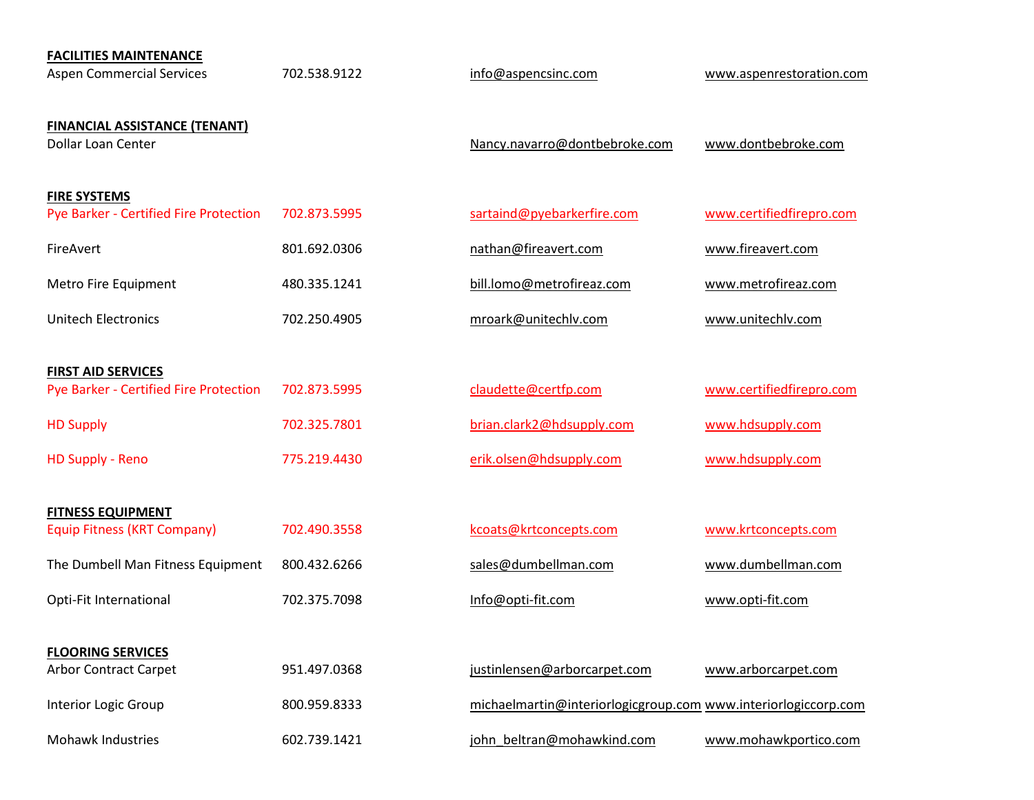**FACILITIES MAINTENANCE**

| | | | |
|---|---|---|---|
| Aspen Commercial Services | 702.538.9122 | info@aspencsinc.com | www.aspenrestoration.com |

**FINANCIAL ASSISTANCE (TENANT)**

| | | | |
|---|---|---|---|
| Dollar Loan Center | | Nancy.navarro@dontbebroke.com | www.dontbebroke.com |

**FIRE SYSTEMS**

| | | | |
|---|---|---|---|
| Pye Barker - Certified Fire Protection | 702.873.5995 | sartaind@pyebarkerfire.com | www.certifiedfirepro.com |
| FireAvert | 801.692.0306 | nathan@fireavert.com | www.fireavert.com |
| Metro Fire Equipment | 480.335.1241 | bill.lomo@metrofireaz.com | www.metrofireaz.com |
| Unitech Electronics | 702.250.4905 | mroark@unitechlv.com | www.unitechlv.com |

**FIRST AID SERVICES**

| | | | |
|---|---|---|---|
| Pye Barker - Certified Fire Protection | 702.873.5995 | claudette@certfp.com | www.certifiedfirepro.com |
| HD Supply | 702.325.7801 | brian.clark2@hdsupply.com | www.hdsupply.com |
| HD Supply - Reno | 775.219.4430 | erik.olsen@hdsupply.com | www.hdsupply.com |

**FITNESS EQUIPMENT**

| | | | |
|---|---|---|---|
| Equip Fitness (KRT Company) | 702.490.3558 | kcoats@krtconcepts.com | www.krtconcepts.com |
| The Dumbell Man Fitness Equipment | 800.432.6266 | sales@dumbellman.com | www.dumbellman.com |
| Opti-Fit International | 702.375.7098 | Info@opti-fit.com | www.opti-fit.com |

**FLOORING SERVICES**

| | | | |
|---|---|---|---|
| Arbor Contract Carpet | 951.497.0368 | justinlensen@arborcarpet.com | www.arborcarpet.com |
| Interior Logic Group | 800.959.8333 | michaelmartin@interiorlogicgroup.com | www.interiorlogiccorp.com |
| Mohawk Industries | 602.739.1421 | john_beltran@mohawkind.com | www.mohawkportico.com |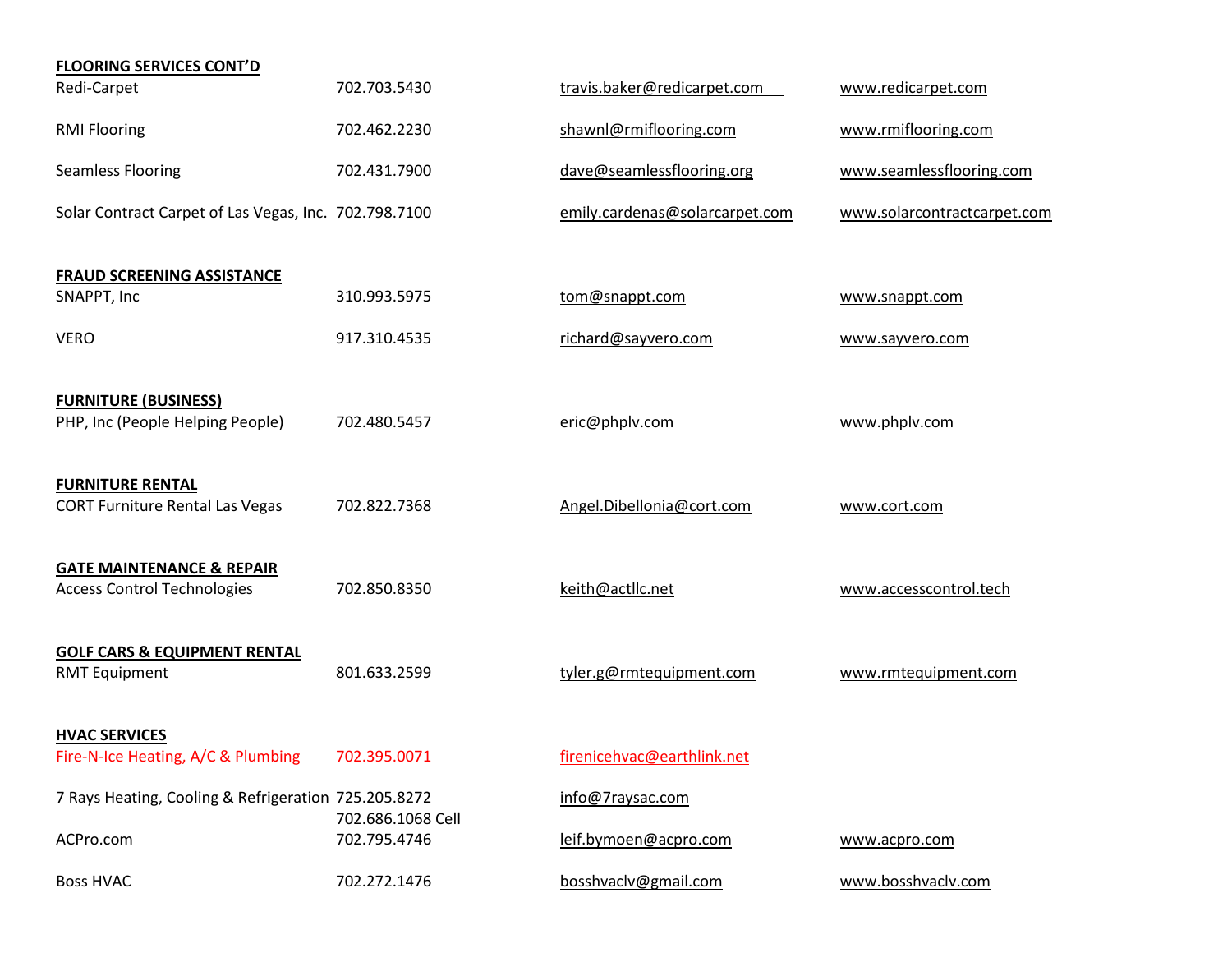**FLOORING SERVICES CONT'D**

| | | | |
|---|---|---|---|
| Redi-Carpet | 702.703.5430 | travis.baker@redicarpet.com | www.redicarpet.com |
| RMI Flooring | 702.462.2230 | shawnl@rmiflooring.com | www.rmiflooring.com |
| Seamless Flooring | 702.431.7900 | dave@seamlessflooring.org | www.seamlessflooring.com |
| Solar Contract Carpet of Las Vegas, Inc. | 702.798.7100 | emily.cardenas@solarcarpet.com | www.solarcontractcarpet.com |

**FRAUD SCREENING ASSISTANCE**

| | | | |
|---|---|---|---|
| SNAPPT, Inc | 310.993.5975 | tom@snappt.com | www.snappt.com |
| VERO | 917.310.4535 | richard@sayvero.com | www.sayvero.com |

**FURNITURE (BUSINESS)**

| | | | |
|---|---|---|---|
| PHP, Inc (People Helping People) | 702.480.5457 | eric@phplv.com | www.phplv.com |

**FURNITURE RENTAL**

| | | | |
|---|---|---|---|
| CORT Furniture Rental Las Vegas | 702.822.7368 | Angel.Dibellonia@cort.com | www.cort.com |

**GATE MAINTENANCE & REPAIR**

| | | | |
|---|---|---|---|
| Access Control Technologies | 702.850.8350 | keith@actllc.net | www.accesscontrol.tech |

**GOLF CARS & EQUIPMENT RENTAL**

| | | | |
|---|---|---|---|
| RMT Equipment | 801.633.2599 | tyler.g@rmtequipment.com | www.rmtequipment.com |

**HVAC SERVICES**

| | | | |
|---|---|---|---|
| Fire-N-Ice Heating, A/C & Plumbing | 702.395.0071 | firenicehvac@earthlink.net | |
| 7 Rays Heating, Cooling & Refrigeration | 725.205.8272 | info@7raysac.com | |
| ACPro.com | 702.686.1068 Cell<br>702.795.4746 | leif.bymoen@acpro.com | www.acpro.com |
| Boss HVAC | 702.272.1476 | bosshvaclv@gmail.com | www.bosshvaclv.com |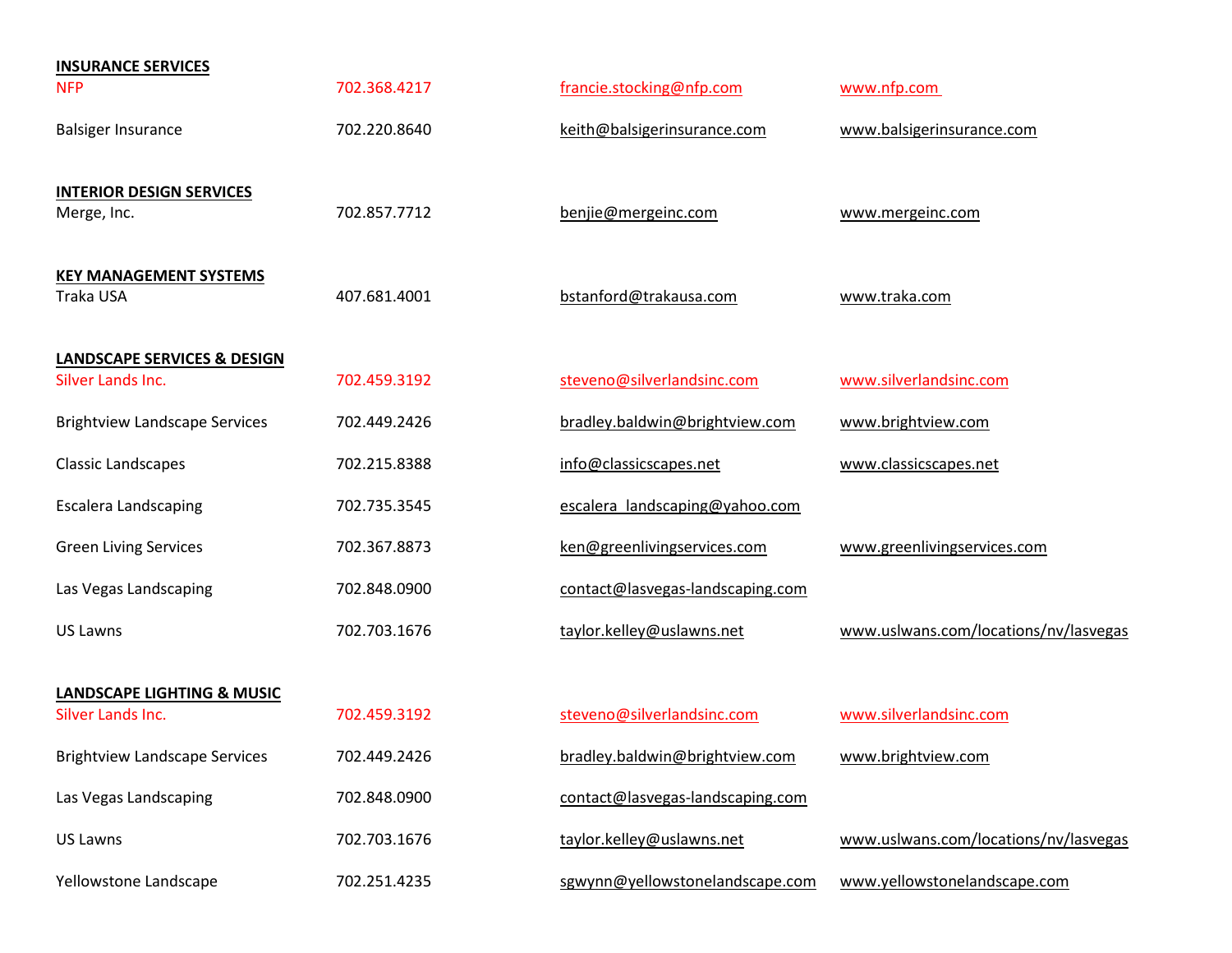**INSURANCE SERVICES**

| | | | |
|---|---|---|---|
| NFP | 702.368.4217 | francie.stocking@nfp.com | www.nfp.com |
| Balsiger Insurance | 702.220.8640 | keith@balsigerinsurance.com | www.balsigerinsurance.com |

**INTERIOR DESIGN SERVICES**

| | | | |
|---|---|---|---|
| Merge, Inc. | 702.857.7712 | benjie@mergeinc.com | www.mergeinc.com |

**KEY MANAGEMENT SYSTEMS**

| | | | |
|---|---|---|---|
| Traka USA | 407.681.4001 | bstanford@trakausa.com | www.traka.com |

**LANDSCAPE SERVICES & DESIGN**

| | | | |
|---|---|---|---|
| Silver Lands Inc. | 702.459.3192 | steveno@silverlandsinc.com | www.silverlandsinc.com |
| Brightview Landscape Services | 702.449.2426 | bradley.baldwin@brightview.com | www.brightview.com |
| Classic Landscapes | 702.215.8388 | info@classicscapes.net | www.classicscapes.net |
| Escalera Landscaping | 702.735.3545 | escalera_landscaping@yahoo.com | |
| Green Living Services | 702.367.8873 | ken@greenlivingservices.com | www.greenlivingservices.com |
| Las Vegas Landscaping | 702.848.0900 | contact@lasvegas-landscaping.com | |
| US Lawns | 702.703.1676 | taylor.kelley@uslawns.net | www.uslwans.com/locations/nv/lasvegas |

**LANDSCAPE LIGHTING & MUSIC**

| | | | |
|---|---|---|---|
| Silver Lands Inc. | 702.459.3192 | steveno@silverlandsinc.com | www.silverlandsinc.com |
| Brightview Landscape Services | 702.449.2426 | bradley.baldwin@brightview.com | www.brightview.com |
| Las Vegas Landscaping | 702.848.0900 | contact@lasvegas-landscaping.com | |
| US Lawns | 702.703.1676 | taylor.kelley@uslawns.net | www.uslwans.com/locations/nv/lasvegas |
| Yellowstone Landscape | 702.251.4235 | sgwynn@yellowstonelandscape.com | www.yellowstonelandscape.com |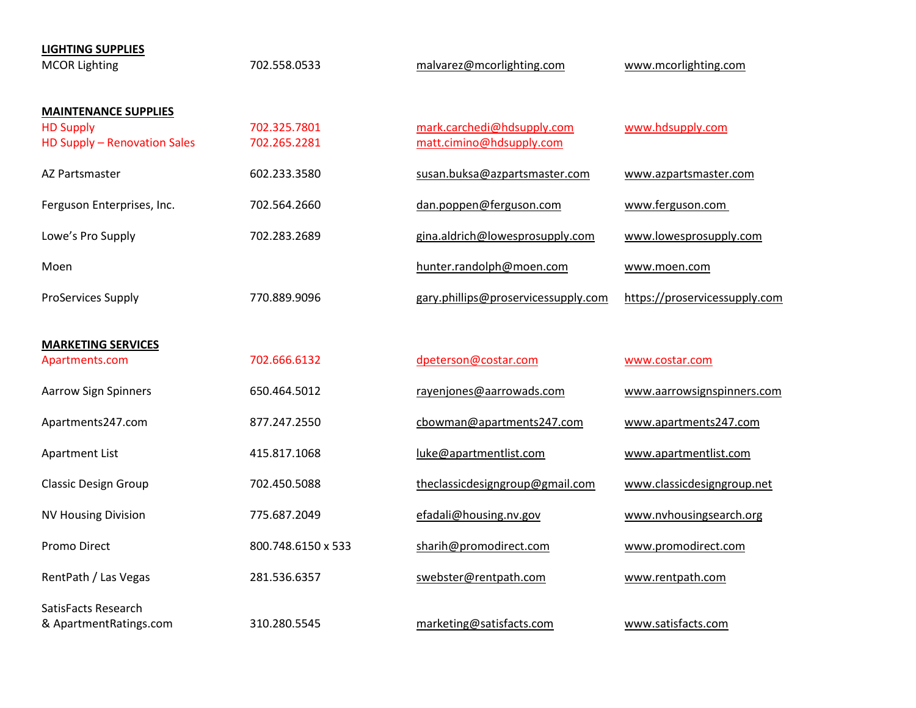**LIGHTING SUPPLIES**

| | | | |
|---|---|---|---|
| MCOR Lighting | 702.558.0533 | malvarez@mcorlighting.com | www.mcorlighting.com |

**MAINTENANCE SUPPLIES**

| | | | |
|---|---|---|---|
| HD Supply | 702.325.7801 | mark.carchedi@hdsupply.com | www.hdsupply.com |
| HD Supply – Renovation Sales | 702.265.2281 | matt.cimino@hdsupply.com | |
| AZ Partsmaster | 602.233.3580 | susan.buksa@azpartsmaster.com | www.azpartsmaster.com |
| Ferguson Enterprises, Inc. | 702.564.2660 | dan.poppen@ferguson.com | www.ferguson.com |
| Lowe's Pro Supply | 702.283.2689 | gina.aldrich@lowesprosupply.com | www.lowesprosupply.com |
| Moen | | hunter.randolph@moen.com | www.moen.com |
| ProServices Supply | 770.889.9096 | gary.phillips@proservicessupply.com | https://proservicessupply.com |

**MARKETING SERVICES**

| | | | |
|---|---|---|---|
| Apartments.com | 702.666.6132 | dpeterson@costar.com | www.costar.com |
| Aarrow Sign Spinners | 650.464.5012 | rayenjones@aarrowads.com | www.aarrowsignspinners.com |
| Apartments247.com | 877.247.2550 | cbowman@apartments247.com | www.apartments247.com |
| Apartment List | 415.817.1068 | luke@apartmentlist.com | www.apartmentlist.com |
| Classic Design Group | 702.450.5088 | theclassicdesigngroup@gmail.com | www.classicdesigngroup.net |
| NV Housing Division | 775.687.2049 | efadali@housing.nv.gov | www.nvhousingsearch.org |
| Promo Direct | 800.748.6150 x 533 | sharih@promodirect.com | www.promodirect.com |
| RentPath / Las Vegas | 281.536.6357 | swebster@rentpath.com | www.rentpath.com |
| SatisFacts Research & ApartmentRatings.com | 310.280.5545 | marketing@satisfacts.com | www.satisfacts.com |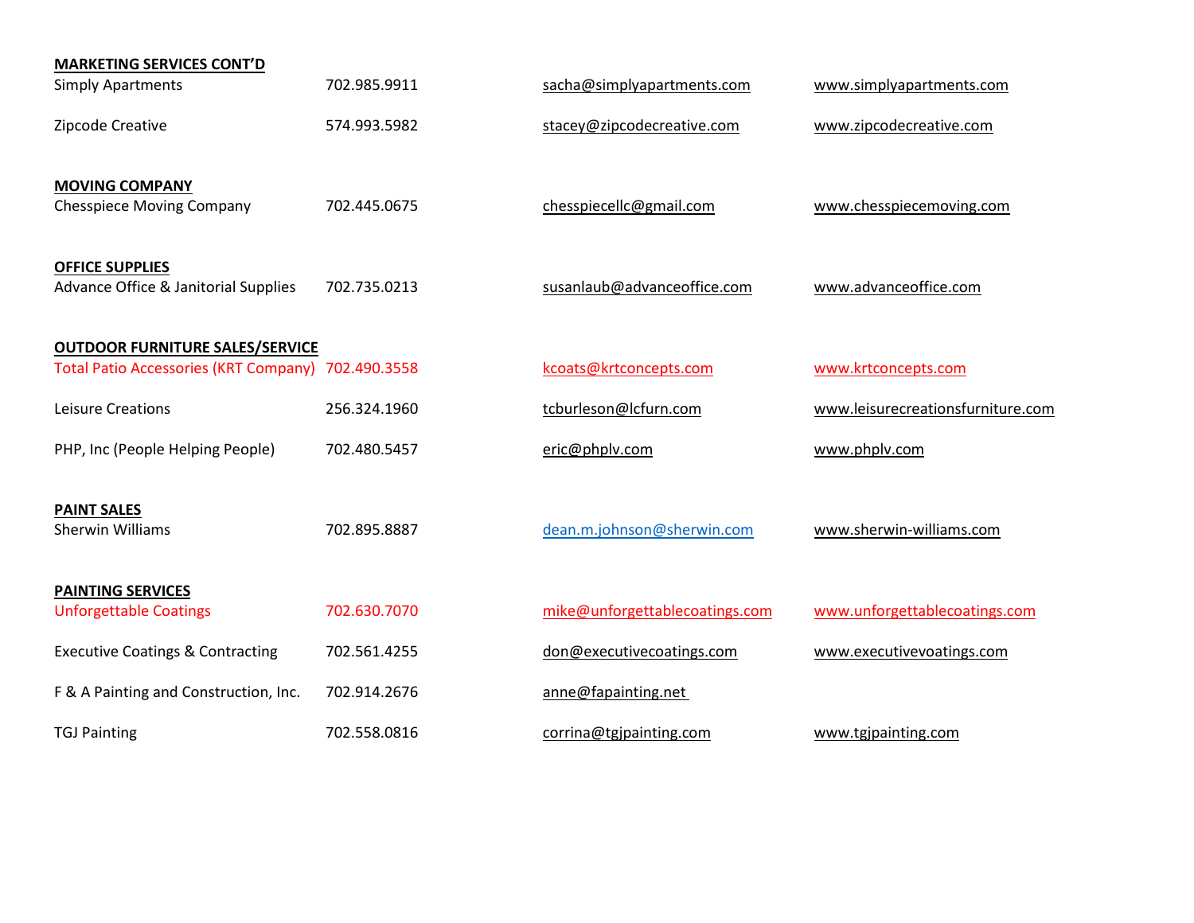**MARKETING SERVICES CONT'D**

| | | | |
|---|---|---|---|
| Simply Apartments | 702.985.9911 | sacha@simplyapartments.com | www.simplyapartments.com |
| Zipcode Creative | 574.993.5982 | stacey@zipcodecreative.com | www.zipcodecreative.com |

**MOVING COMPANY**

| | | | |
|---|---|---|---|
| Chesspiece Moving Company | 702.445.0675 | chesspiecellc@gmail.com | www.chesspiecemoving.com |

**OFFICE SUPPLIES**

| | | | |
|---|---|---|---|
| Advance Office & Janitorial Supplies | 702.735.0213 | susanlaub@advanceoffice.com | www.advanceoffice.com |

**OUTDOOR FURNITURE SALES/SERVICE**

| | | | |
|---|---|---|---|
| Total Patio Accessories (KRT Company) | 702.490.3558 | kcoats@krtconcepts.com | www.krtconcepts.com |
| Leisure Creations | 256.324.1960 | tcburleson@lcfurn.com | www.leisurecreationsfurniture.com |
| PHP, Inc (People Helping People) | 702.480.5457 | eric@phplv.com | www.phplv.com |

**PAINT SALES**

| | | | |
|---|---|---|---|
| Sherwin Williams | 702.895.8887 | dean.m.johnson@sherwin.com | www.sherwin-williams.com |

**PAINTING SERVICES**

| | | | |
|---|---|---|---|
| Unforgettable Coatings | 702.630.7070 | mike@unforgettablecoatings.com | www.unforgettablecoatings.com |
| Executive Coatings & Contracting | 702.561.4255 | don@executivecoatings.com | www.executivevoatings.com |
| F & A Painting and Construction, Inc. | 702.914.2676 | anne@fapainting.net | |
| TGJ Painting | 702.558.0816 | corrina@tgjpainting.com | www.tgjpainting.com |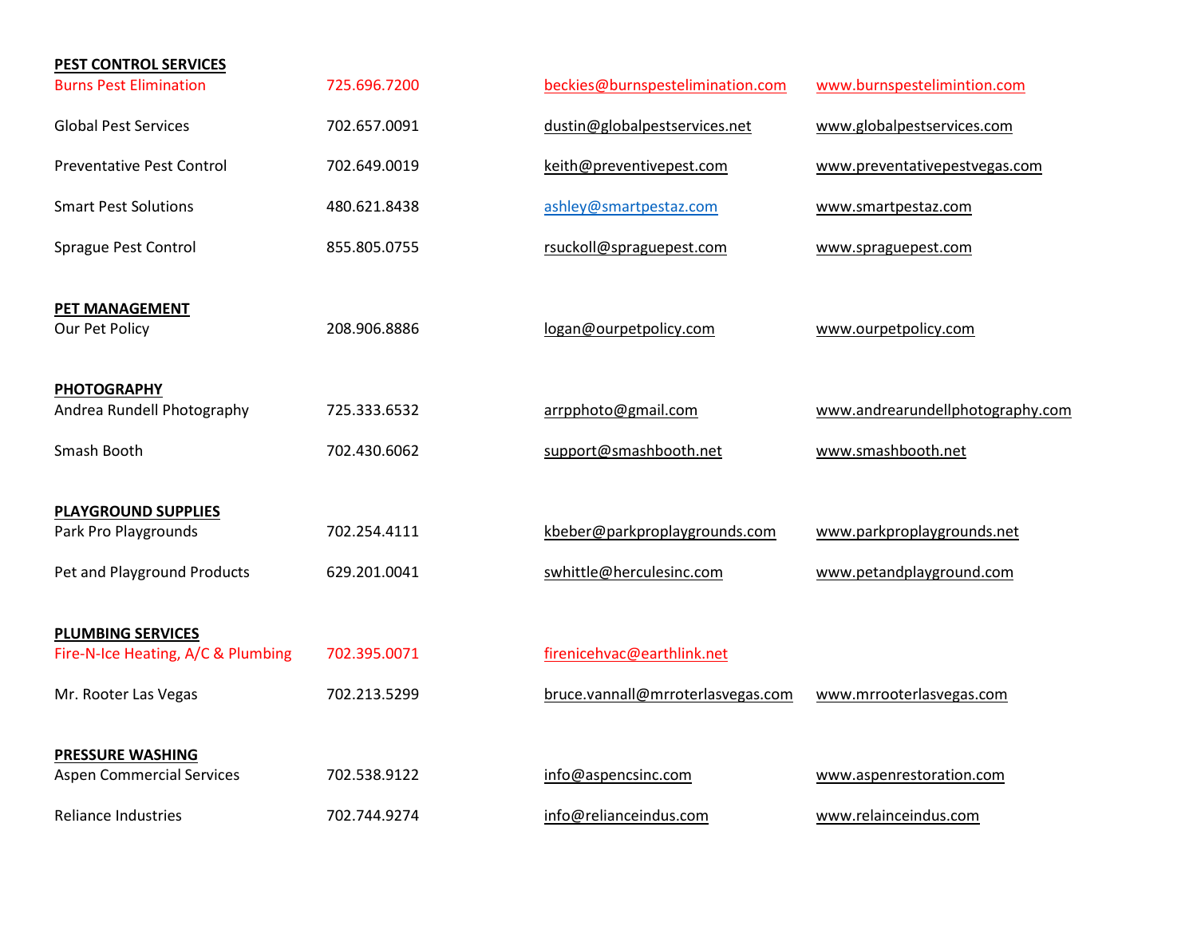**PEST CONTROL SERVICES**

| | | | |
|---|---|---|---|
| Burns Pest Elimination | 725.696.7200 | beckies@burnspestelimination.com | www.burnspestelimintion.com |
| Global Pest Services | 702.657.0091 | dustin@globalpestservices.net | www.globalpestservices.com |
| Preventative Pest Control | 702.649.0019 | keith@preventivepest.com | www.preventativepestvegas.com |
| Smart Pest Solutions | 480.621.8438 | ashley@smartpestaz.com | www.smartpestaz.com |
| Sprague Pest Control | 855.805.0755 | rsuckoll@spraguepest.com | www.spraguepest.com |

**PET MANAGEMENT**

| | | | |
|---|---|---|---|
| Our Pet Policy | 208.906.8886 | logan@ourpetpolicy.com | www.ourpetpolicy.com |

**PHOTOGRAPHY**

| | | | |
|---|---|---|---|
| Andrea Rundell Photography | 725.333.6532 | arrpphoto@gmail.com | www.andrearundellphotography.com |
| Smash Booth | 702.430.6062 | support@smashbooth.net | www.smashbooth.net |

**PLAYGROUND SUPPLIES**

| | | | |
|---|---|---|---|
| Park Pro Playgrounds | 702.254.4111 | kbeber@parkproplaygrounds.com | www.parkproplaygrounds.net |
| Pet and Playground Products | 629.201.0041 | swhittle@herculesinc.com | www.petandplayground.com |

**PLUMBING SERVICES**

| | | | |
|---|---|---|---|
| Fire-N-Ice Heating, A/C & Plumbing | 702.395.0071 | firenicehvac@earthlink.net | |
| Mr. Rooter Las Vegas | 702.213.5299 | bruce.vannall@mrroterlasvegas.com | www.mrrooterlasvegas.com |

**PRESSURE WASHING**

| | | | |
|---|---|---|---|
| Aspen Commercial Services | 702.538.9122 | info@aspencsinc.com | www.aspenrestoration.com |
| Reliance Industries | 702.744.9274 | info@relianceindus.com | www.relainceindus.com |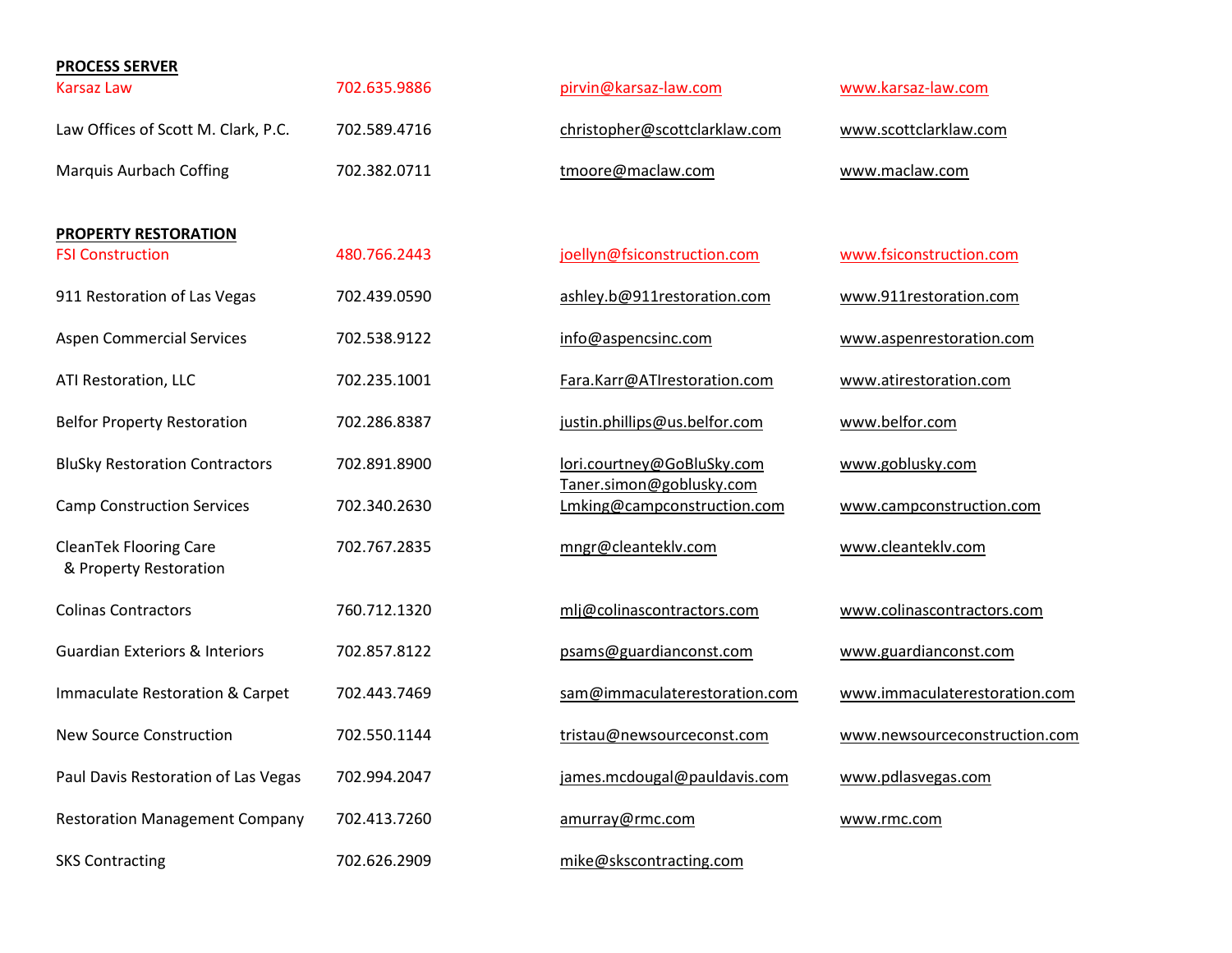**PROCESS SERVER**

| | | | |
|---|---|---|---|
| Karsaz Law | 702.635.9886 | pirvin@karsaz-law.com | www.karsaz-law.com |
| Law Offices of Scott M. Clark, P.C. | 702.589.4716 | christopher@scottclarklaw.com | www.scottclarklaw.com |
| Marquis Aurbach Coffing | 702.382.0711 | tmoore@maclaw.com | www.maclaw.com |

**PROPERTY RESTORATION**

| | | | |
|---|---|---|---|
| FSI Construction | 480.766.2443 | joellyn@fsiconstruction.com | www.fsiconstruction.com |
| 911 Restoration of Las Vegas | 702.439.0590 | ashley.b@911restoration.com | www.911restoration.com |
| Aspen Commercial Services | 702.538.9122 | info@aspencsinc.com | www.aspenrestoration.com |
| ATI Restoration, LLC | 702.235.1001 | Fara.Karr@ATIrestoration.com | www.atirestoration.com |
| Belfor Property Restoration | 702.286.8387 | justin.phillips@us.belfor.com | www.belfor.com |
| BluSky Restoration Contractors | 702.891.8900 | lori.courtney@GoBluSky.com Taner.simon@goblusky.com | www.goblusky.com |
| Camp Construction Services | 702.340.2630 | Lmking@campconstruction.com | www.campconstruction.com |
| CleanTek Flooring Care & Property Restoration | 702.767.2835 | mngr@cleanteklv.com | www.cleanteklv.com |
| Colinas Contractors | 760.712.1320 | mlj@colinascontractors.com | www.colinascontractors.com |
| Guardian Exteriors & Interiors | 702.857.8122 | psams@guardianconst.com | www.guardianconst.com |
| Immaculate Restoration & Carpet | 702.443.7469 | sam@immaculaterestoration.com | www.immaculaterestoration.com |
| New Source Construction | 702.550.1144 | tristau@newsourceconst.com | www.newsourceconstruction.com |
| Paul Davis Restoration of Las Vegas | 702.994.2047 | james.mcdougal@pauldavis.com | www.pdlasvegas.com |
| Restoration Management Company | 702.413.7260 | amurray@rmc.com | www.rmc.com |
| SKS Contracting | 702.626.2909 | mike@skscontracting.com | |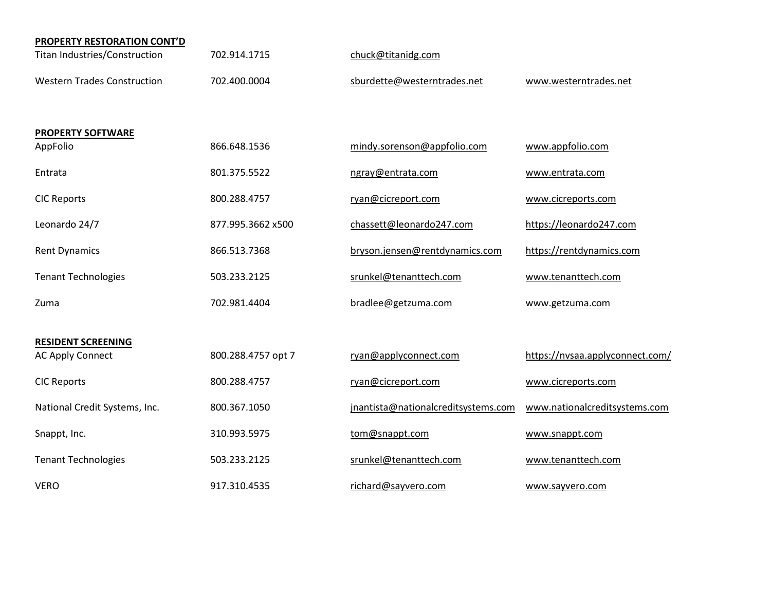**PROPERTY RESTORATION CONT'D**

| | | | |
|---|---|---|---|
| Titan Industries/Construction | 702.914.1715 | chuck@titanidg.com | |
| Western Trades Construction | 702.400.0004 | sburdette@westerntrades.net | www.westerntrades.net |

**PROPERTY SOFTWARE**

| | | | |
|---|---|---|---|
| AppFolio | 866.648.1536 | mindy.sorenson@appfolio.com | www.appfolio.com |
| Entrata | 801.375.5522 | ngray@entrata.com | www.entrata.com |
| CIC Reports | 800.288.4757 | ryan@cicreport.com | www.cicreports.com |
| Leonardo 24/7 | 877.995.3662 x500 | chassett@leonardo247.com | https://leonardo247.com |
| Rent Dynamics | 866.513.7368 | bryson.jensen@rentdynamics.com | https://rentdynamics.com |
| Tenant Technologies | 503.233.2125 | srunkel@tenanttech.com | www.tenanttech.com |
| Zuma | 702.981.4404 | bradlee@getzuma.com | www.getzuma.com |

**RESIDENT SCREENING**

| | | | |
|---|---|---|---|
| AC Apply Connect | 800.288.4757 opt 7 | ryan@applyconnect.com | https://nvsaa.applyconnect.com/ |
| CIC Reports | 800.288.4757 | ryan@cicreport.com | www.cicreports.com |
| National Credit Systems, Inc. | 800.367.1050 | jnantista@nationalcreditsystems.com | www.nationalcreditsystems.com |
| Snappt, Inc. | 310.993.5975 | tom@snappt.com | www.snappt.com |
| Tenant Technologies | 503.233.2125 | srunkel@tenanttech.com | www.tenanttech.com |
| VERO | 917.310.4535 | richard@sayvero.com | www.sayvero.com |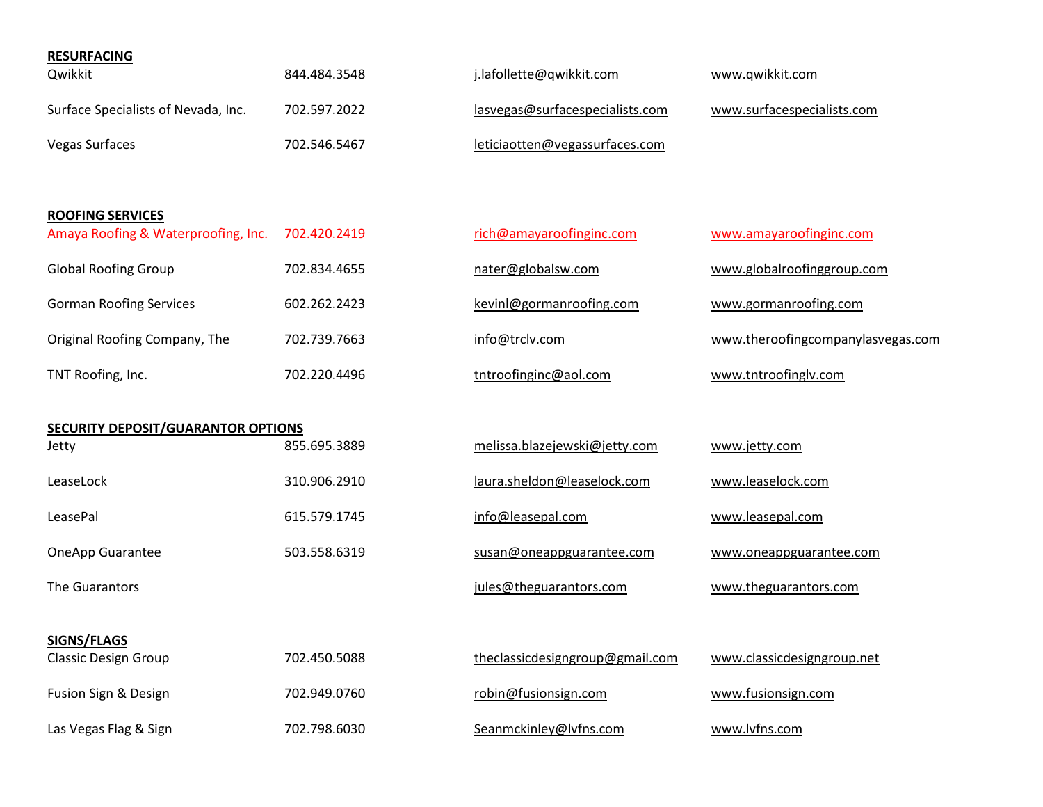**RESURFACING**

| | | | |
|---|---|---|---|
| Qwikkit | 844.484.3548 | j.lafollette@qwikkit.com | www.qwikkit.com |
| Surface Specialists of Nevada, Inc. | 702.597.2022 | lasvegas@surfacespecialists.com | www.surfacespecialists.com |
| Vegas Surfaces | 702.546.5467 | leticiaotten@vegassurfaces.com | |

**ROOFING SERVICES**

| | | | |
|---|---|---|---|
| Amaya Roofing & Waterproofing, Inc. | 702.420.2419 | rich@amayaroofinginc.com | www.amayaroofinginc.com |
| Global Roofing Group | 702.834.4655 | nater@globalsw.com | www.globalroofinggroup.com |
| Gorman Roofing Services | 602.262.2423 | kevinl@gormanroofing.com | www.gormanroofing.com |
| Original Roofing Company, The | 702.739.7663 | info@trclv.com | www.theroofingcompanylasvegas.com |
| TNT Roofing, Inc. | 702.220.4496 | tntroofinginc@aol.com | www.tntroofinglv.com |

**SECURITY DEPOSIT/GUARANTOR OPTIONS**

| | | | |
|---|---|---|---|
| Jetty | 855.695.3889 | melissa.blazejewski@jetty.com | www.jetty.com |
| LeaseLock | 310.906.2910 | laura.sheldon@leaselock.com | www.leaselock.com |
| LeasePal | 615.579.1745 | info@leasepal.com | www.leasepal.com |
| OneApp Guarantee | 503.558.6319 | susan@oneappguarantee.com | www.oneappguarantee.com |
| The Guarantors | | jules@theguarantors.com | www.theguarantors.com |

**SIGNS/FLAGS**

| | | | |
|---|---|---|---|
| Classic Design Group | 702.450.5088 | theclassicdesigngroup@gmail.com | www.classicdesigngroup.net |
| Fusion Sign & Design | 702.949.0760 | robin@fusionsign.com | www.fusionsign.com |
| Las Vegas Flag & Sign | 702.798.6030 | Seanmckinley@lvfns.com | www.lvfns.com |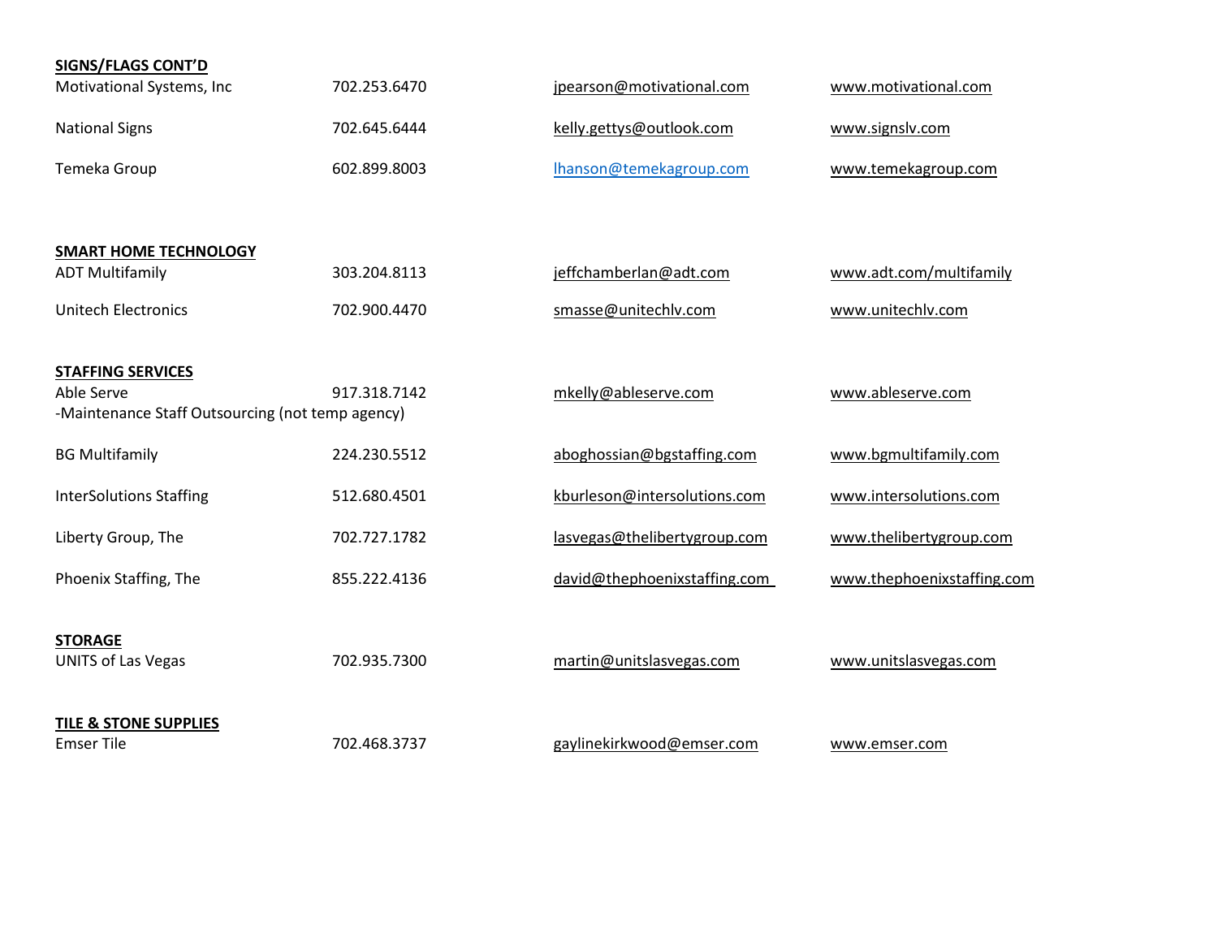**SIGNS/FLAGS CONT'D**

| | | | |
|---|---|---|---|
| Motivational Systems, Inc | 702.253.6470 | jpearson@motivational.com | www.motivational.com |
| National Signs | 702.645.6444 | kelly.gettys@outlook.com | www.signslv.com |
| Temeka Group | 602.899.8003 | lhanson@temekagroup.com | www.temekagroup.com |

**SMART HOME TECHNOLOGY**

| | | | |
|---|---|---|---|
| ADT Multifamily | 303.204.8113 | jeffchamberlan@adt.com | www.adt.com/multifamily |
| Unitech Electronics | 702.900.4470 | smasse@unitechlv.com | www.unitechlv.com |

**STAFFING SERVICES**

| | | | |
|---|---|---|---|
| Able Serve<br>-Maintenance Staff Outsourcing (not temp agency) | 917.318.7142 | mkelly@ableserve.com | www.ableserve.com |
| BG Multifamily | 224.230.5512 | aboghossian@bgstaffing.com | www.bgmultifamily.com |
| InterSolutions Staffing | 512.680.4501 | kburleson@intersolutions.com | www.intersolutions.com |
| Liberty Group, The | 702.727.1782 | lasvegas@thelibertygroup.com | www.thelibertygroup.com |
| Phoenix Staffing, The | 855.222.4136 | david@thephoenixstaffing.com | www.thephoenixstaffing.com |

**STORAGE**

| | | | |
|---|---|---|---|
| UNITS of Las Vegas | 702.935.7300 | martin@unitslasvegas.com | www.unitslasvegas.com |

**TILE & STONE SUPPLIES**

| | | | |
|---|---|---|---|
| Emser Tile | 702.468.3737 | gaylinekirkwood@emser.com | www.emser.com |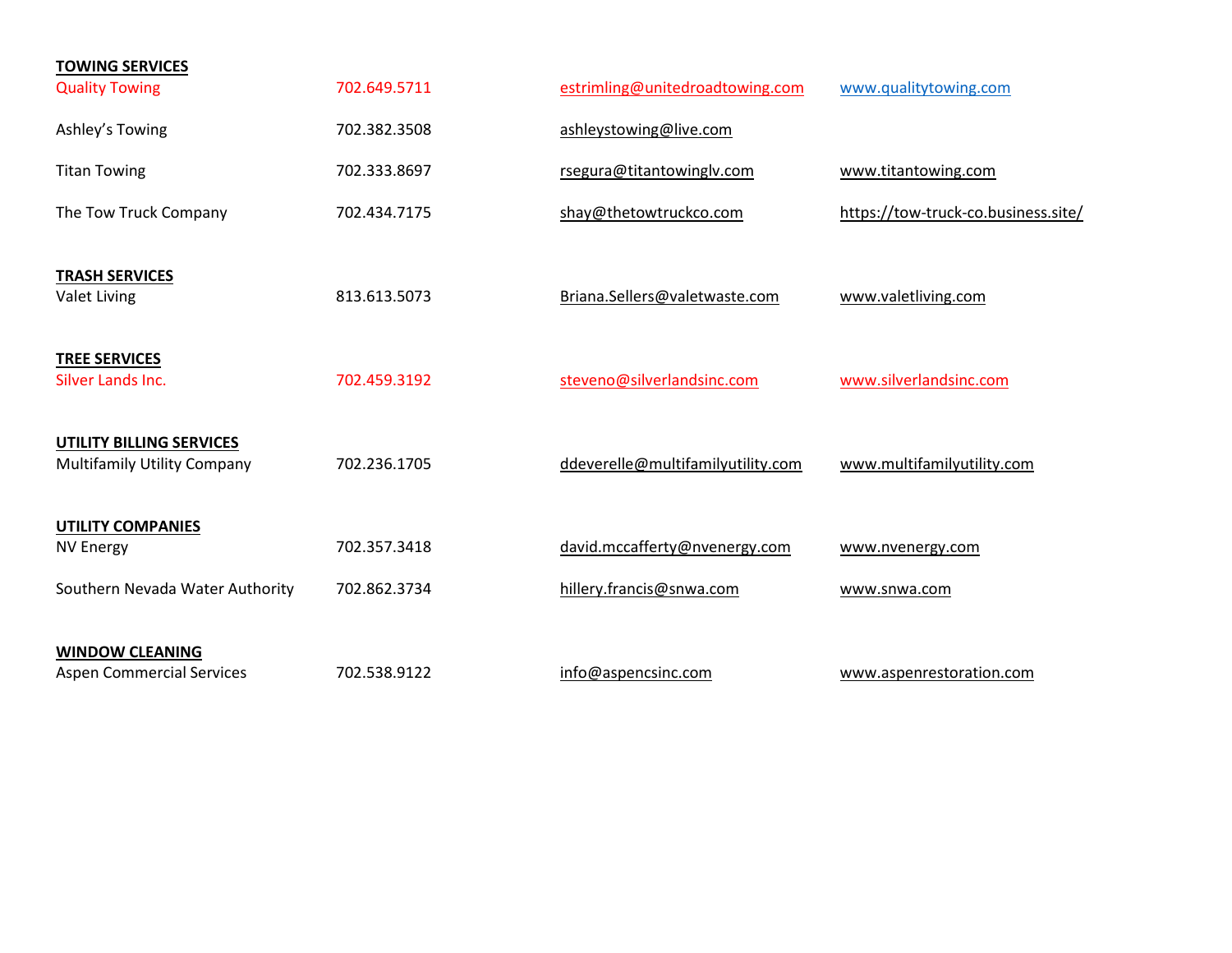**TOWING SERVICES**

| | | | |
|---|---|---|---|
| Quality Towing | 702.649.5711 | estrimling@unitedroadtowing.com | www.qualitytowing.com |
| Ashley's Towing | 702.382.3508 | ashleystowing@live.com | |
| Titan Towing | 702.333.8697 | rsegura@titantowinglv.com | www.titantowing.com |
| The Tow Truck Company | 702.434.7175 | shay@thetowtruckco.com | https://tow-truck-co.business.site/ |

**TRASH SERVICES**

| | | | |
|---|---|---|---|
| Valet Living | 813.613.5073 | Briana.Sellers@valetwaste.com | www.valetliving.com |

**TREE SERVICES**

| | | | |
|---|---|---|---|
| Silver Lands Inc. | 702.459.3192 | steveno@silverlandsinc.com | www.silverlandsinc.com |

**UTILITY BILLING SERVICES**

| | | | |
|---|---|---|---|
| Multifamily Utility Company | 702.236.1705 | ddeverelle@multifamilyutility.com | www.multifamilyutility.com |

**UTILITY COMPANIES**

| | | | |
|---|---|---|---|
| NV Energy | 702.357.3418 | david.mccafferty@nvenergy.com | www.nvenergy.com |
| Southern Nevada Water Authority | 702.862.3734 | hillery.francis@snwa.com | www.snwa.com |

**WINDOW CLEANING**

| | | | |
|---|---|---|---|
| Aspen Commercial Services | 702.538.9122 | info@aspencsinc.com | www.aspenrestoration.com |